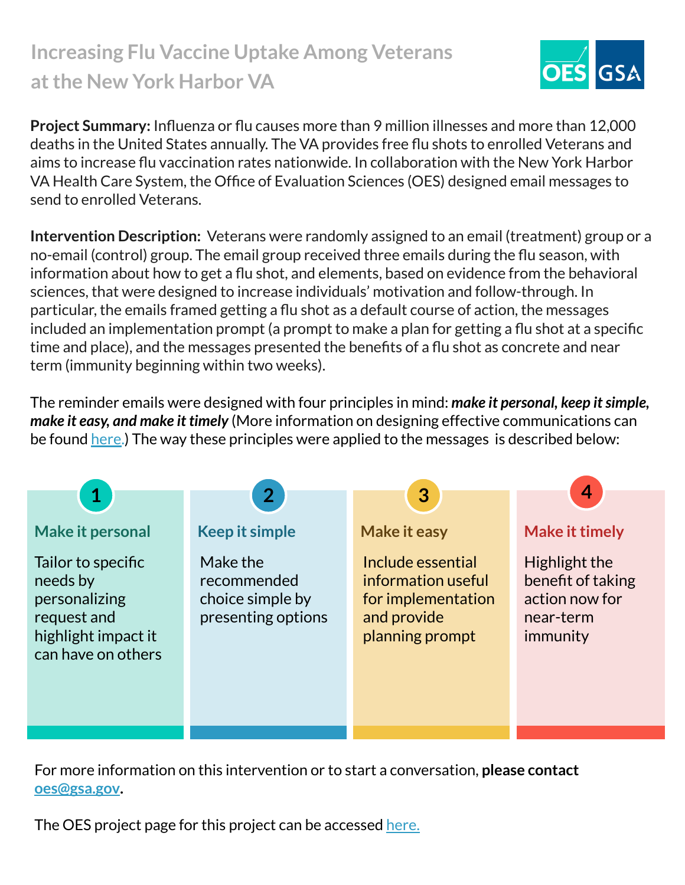# Increasing Flu Vaccine Uptake Among Veterans at the New York Harbor VA

**Project Summary:** Influenza or flu causes more than 9 million illnesses and more than 12,000 deaths in the United States annually. The VA provides free flu shots to enrolled Veterans and aims to increase flu vaccination rates nationwide. In collaboration with the New York Harbor VA Health Care System, the Office of Evaluation Sciences (OES) designed email messages to send to enrolled Veterans.

**Intervention Description:** Veterans were randomly assigned to an email (treatment) group or a no-email (control) group. The email group received three emails during the flu season, with information about how to get a flu shot, and elements, based on evidence from the behavioral sciences, that were designed to increase individuals' motivation and follow-through. In particular, the emails framed getting a flu shot as a default course of action, the messages included an implementation prompt (a prompt to make a plan for getting a flu shot at a specific time and place), and the messages presented the benefits of a flu shot as concrete and near term (immunity beginning within two weeks).

The reminder emails were designed with four principles in mind: ***make it personal, keep it simple, make it easy, and make it timely*** (More information on designing effective communications can be found here.) The way these principles were applied to the messages is described below:

**1. Make it personal**

Tailor to specific needs by personalizing request and highlight impact it can have on others

**2. Keep it simple**

Make the recommended choice simple by presenting options

**3. Make it easy**

Include essential information useful for implementation and provide planning prompt

**4. Make it timely**

Highlight the benefit of taking action now for near-term immunity

For more information on this intervention or to start a conversation, **please contact oes@gsa.gov**.

The OES project page for this project can be accessed here.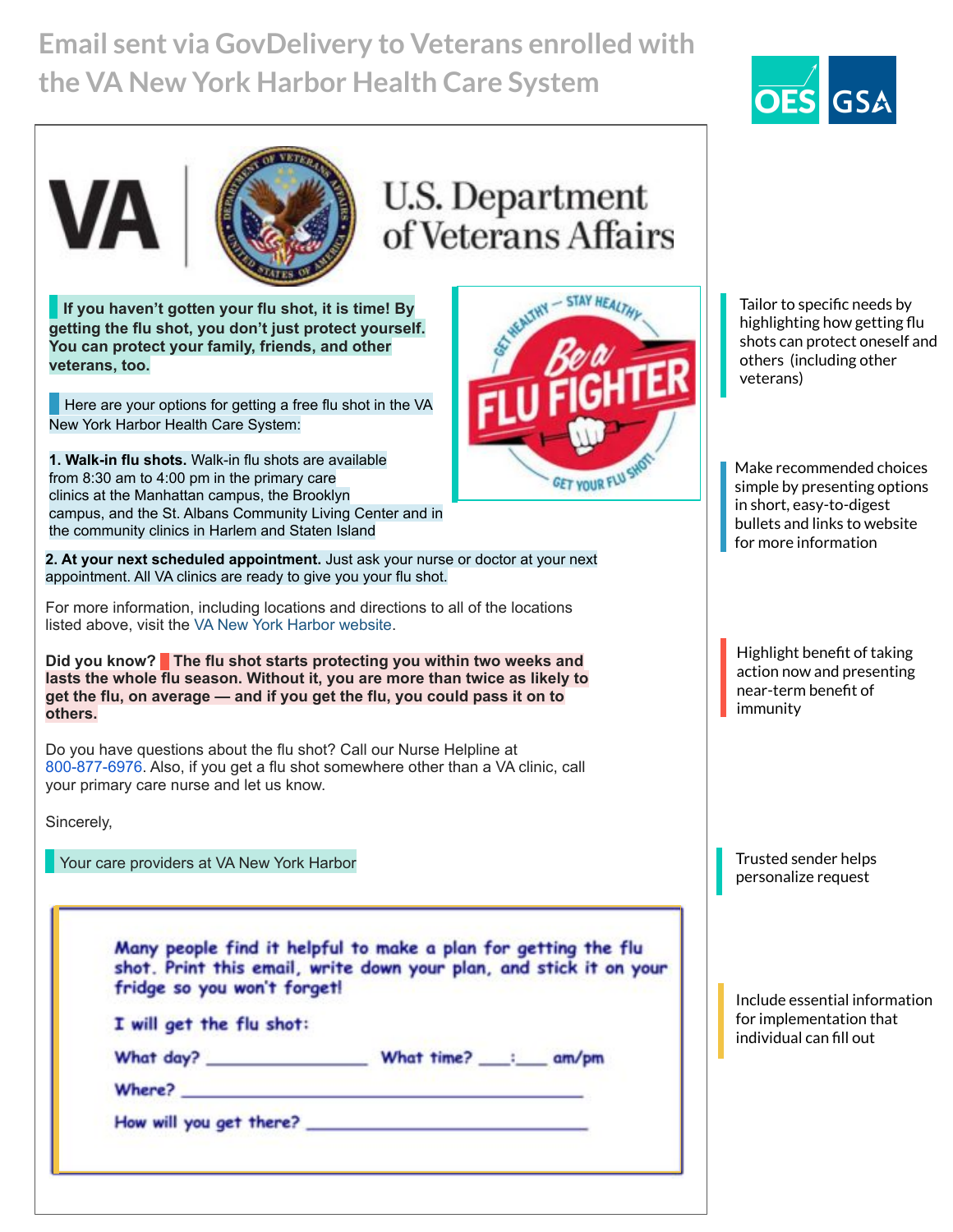# Email sent via GovDelivery to Veterans enrolled with the VA New York Harbor Health Care System

VA | U.S. Department of Veterans Affairs

**If you haven't gotten your flu shot, it is time! By getting the flu shot, you don't just protect yourself. You can protect your family, friends, and other veterans, too.**

GET HEALTHY – STAY HEALTHY
Be a FLU FIGHTER
GET YOUR FLU SHOT!

Here are your options for getting a free flu shot in the VA New York Harbor Health Care System:

**1. Walk-in flu shots.** Walk-in flu shots are available from 8:30 am to 4:00 pm in the primary care clinics at the Manhattan campus, the Brooklyn campus, and the St. Albans Community Living Center and in the community clinics in Harlem and Staten Island

**2. At your next scheduled appointment.** Just ask your nurse or doctor at your next appointment. All VA clinics are ready to give you your flu shot.

For more information, including locations and directions to all of the locations listed above, visit the VA New York Harbor website.

**Did you know? The flu shot starts protecting you within two weeks and lasts the whole flu season. Without it, you are more than twice as likely to get the flu, on average — and if you get the flu, you could pass it on to others.**

Do you have questions about the flu shot? Call our Nurse Helpline at 800-877-6976. Also, if you get a flu shot somewhere other than a VA clinic, call your primary care nurse and let us know.

Sincerely,

Your care providers at VA New York Harbor

Many people find it helpful to make a plan for getting the flu shot. Print this email, write down your plan, and stick it on your fridge so you won't forget!

I will get the flu shot:

What day? ________________ What time? ___:___ am/pm

Where? ________________________________________

How will you get there? ____________________________

---

Tailor to specific needs by highlighting how getting flu shots can protect oneself and others (including other veterans)

Make recommended choices simple by presenting options in short, easy-to-digest bullets and links to website for more information

Highlight benefit of taking action now and presenting near-term benefit of immunity

Trusted sender helps personalize request

Include essential information for implementation that individual can fill out